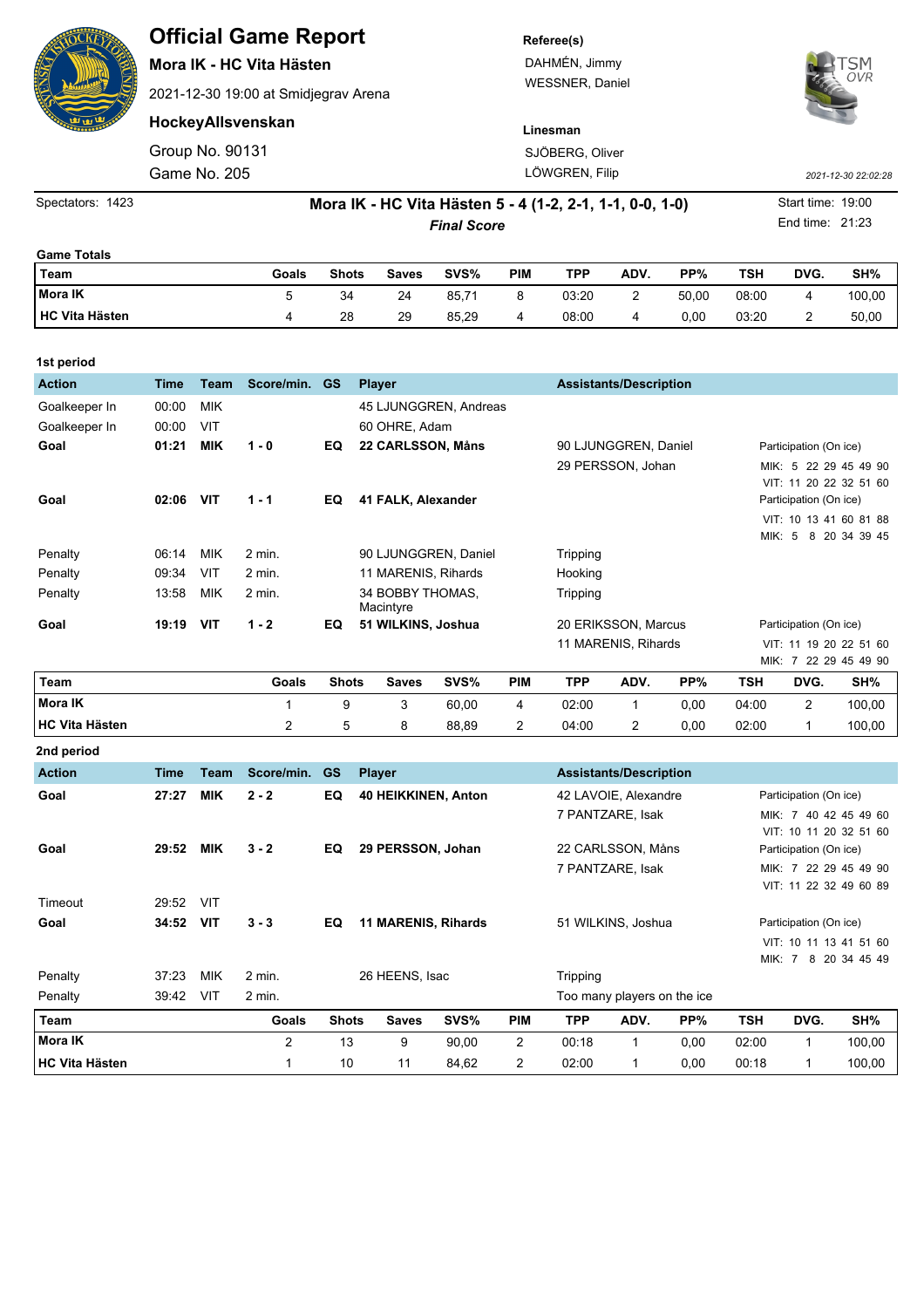# Official Game Report

**Mora IK - HC Vita Hästen**

2021-12-30 19:00 at Smidjegrav Arena

**HockeyAllsvenskan**

Group No. 90131

Game No. 205

**Referee(s)**

DAHMÉN, Jimmy

WESSNER, Daniel

**Linesman**

SJÖBERG, Oliver

LÖWGREN, Filip

2021-12-30 22:02:28

Spectators: 1423

**Mora IK - HC Vita Hästen 5 - 4 (1-2, 2-1, 1-1, 0-0, 1-0)**

***Final Score***

Start time: 19:00

End time: 21:23

**Game Totals**

| Team | Goals | Shots | Saves | SVS% | PIM | TPP | ADV. | PP% | TSH | DVG. | SH% |
|---|---|---|---|---|---|---|---|---|---|---|---|
| **Mora IK** | 5 | 34 | 24 | 85,71 | 8 | 03:20 | 2 | 50,00 | 08:00 | 4 | 100,00 |
| **HC Vita Hästen** | 4 | 28 | 29 | 85,29 | 4 | 08:00 | 4 | 0,00 | 03:20 | 2 | 50,00 |

**1st period**

| Action | Time | Team | Score/min. | GS | Player | Assistants/Description | Participation (On ice) |
|---|---|---|---|---|---|---|---|
| Goalkeeper In | 00:00 | MIK | | | 45 LJUNGGREN, Andreas | | |
| Goalkeeper In | 00:00 | VIT | | | 60 OHRE, Adam | | |
| **Goal** | **01:21** | **MIK** | **1 - 0** | **EQ** | **22 CARLSSON, Måns** | 90 LJUNGGREN, Daniel<br>29 PERSSON, Johan | MIK: 5 22 29 45 49 90<br>VIT: 11 20 22 32 51 60 |
| **Goal** | **02:06** | **VIT** | **1 - 1** | **EQ** | **41 FALK, Alexander** | | VIT: 10 13 41 60 81 88<br>MIK: 5 8 20 34 39 45 |
| Penalty | 06:14 | MIK | 2 min. | | 90 LJUNGGREN, Daniel | Tripping | |
| Penalty | 09:34 | VIT | 2 min. | | 11 MARENIS, Rihards | Hooking | |
| Penalty | 13:58 | MIK | 2 min. | | 34 BOBBY THOMAS, Macintyre | Tripping | |
| **Goal** | **19:19** | **VIT** | **1 - 2** | **EQ** | **51 WILKINS, Joshua** | 20 ERIKSSON, Marcus<br>11 MARENIS, Rihards | VIT: 11 19 20 22 51 60<br>MIK: 7 22 29 45 49 90 |

| Team | Goals | Shots | Saves | SVS% | PIM | TPP | ADV. | PP% | TSH | DVG. | SH% |
|---|---|---|---|---|---|---|---|---|---|---|---|
| **Mora IK** | 1 | 9 | 3 | 60,00 | 4 | 02:00 | 1 | 0,00 | 04:00 | 2 | 100,00 |
| **HC Vita Hästen** | 2 | 5 | 8 | 88,89 | 2 | 04:00 | 2 | 0,00 | 02:00 | 1 | 100,00 |

**2nd period**

| Action | Time | Team | Score/min. | GS | Player | Assistants/Description | Participation (On ice) |
|---|---|---|---|---|---|---|---|
| **Goal** | **27:27** | **MIK** | **2 - 2** | **EQ** | **40 HEIKKINEN, Anton** | 42 LAVOIE, Alexandre<br>7 PANTZARE, Isak | MIK: 7 40 42 45 49 60<br>VIT: 10 11 20 32 51 60 |
| **Goal** | **29:52** | **MIK** | **3 - 2** | **EQ** | **29 PERSSON, Johan** | 22 CARLSSON, Måns<br>7 PANTZARE, Isak | MIK: 7 22 29 45 49 90<br>VIT: 11 22 32 49 60 89 |
| Timeout | 29:52 | VIT | | | | | |
| **Goal** | **34:52** | **VIT** | **3 - 3** | **EQ** | **11 MARENIS, Rihards** | 51 WILKINS, Joshua | VIT: 10 11 13 41 51 60<br>MIK: 7 8 20 34 45 49 |
| Penalty | 37:23 | MIK | 2 min. | | 26 HEENS, Isac | Tripping | |
| Penalty | 39:42 | VIT | 2 min. | | | Too many players on the ice | |

| Team | Goals | Shots | Saves | SVS% | PIM | TPP | ADV. | PP% | TSH | DVG. | SH% |
|---|---|---|---|---|---|---|---|---|---|---|---|
| **Mora IK** | 2 | 13 | 9 | 90,00 | 2 | 00:18 | 1 | 0,00 | 02:00 | 1 | 100,00 |
| **HC Vita Hästen** | 1 | 10 | 11 | 84,62 | 2 | 02:00 | 1 | 0,00 | 00:18 | 1 | 100,00 |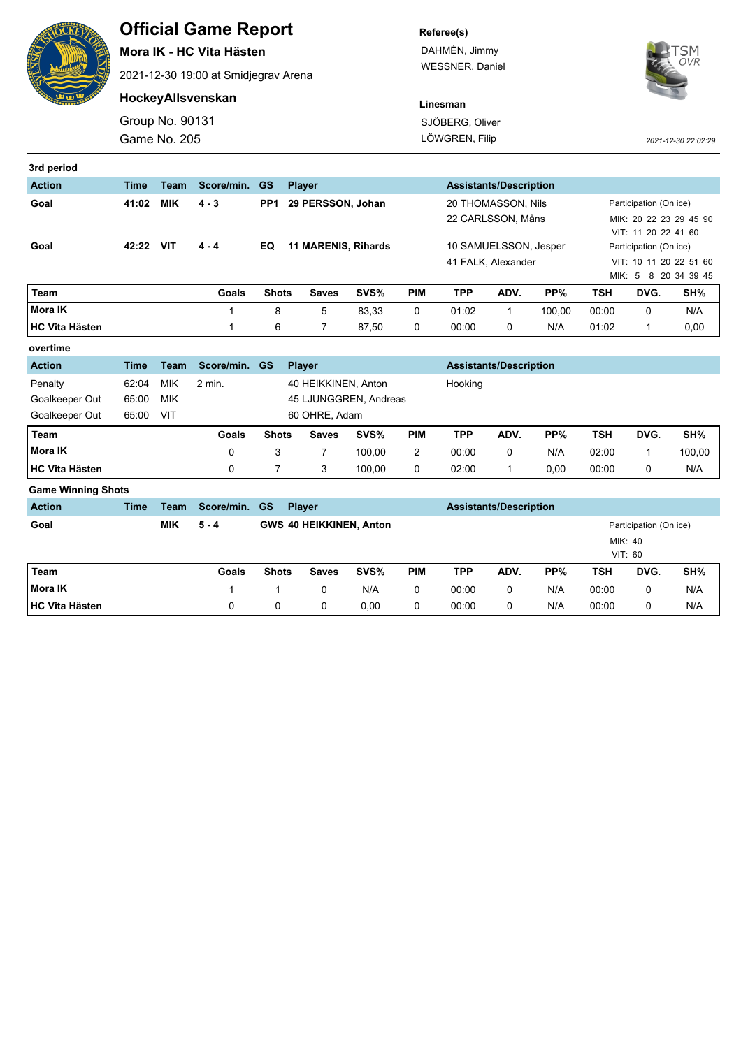# Official Game Report

**Mora IK - HC Vita Hästen**

2021-12-30 19:00 at Smidjegrav Arena

**HockeyAllsvenskan**

Group No. 90131

Game No. 205

**Referee(s)**

DAHMÉN, Jimmy
WESSNER, Daniel

**Linesman**

SJÖBERG, Oliver
LÖWGREN, Filip

*2021-12-30 22:02:29*

### 3rd period

| Action | Time | Team | Score/min. | GS | Player | Assistants/Description | |
|---|---|---|---|---|---|---|---|
| **Goal** | **41:02** | **MIK** | **4 - 3** | **PP1** | **29 PERSSON, Johan** | 20 THOMASSON, Nils<br>22 CARLSSON, Måns | Participation (On ice)<br>MIK: 20 22 23 29 45 90<br>VIT: 11 20 22 41 60 |
| **Goal** | **42:22** | **VIT** | **4 - 4** | **EQ** | **11 MARENIS, Rihards** | 10 SAMUELSSON, Jesper<br>41 FALK, Alexander | Participation (On ice)<br>VIT: 10 11 20 22 51 60<br>MIK: 5 8 20 34 39 45 |

| Team | Goals | Shots | Saves | SVS% | PIM | TPP | ADV. | PP% | TSH | DVG. | SH% |
|---|---|---|---|---|---|---|---|---|---|---|---|
| **Mora IK** | 1 | 8 | 5 | 83,33 | 0 | 01:02 | 1 | 100,00 | 00:00 | 0 | N/A |
| **HC Vita Hästen** | 1 | 6 | 7 | 87,50 | 0 | 00:00 | 0 | N/A | 01:02 | 1 | 0,00 |

### overtime

| Action | Time | Team | Score/min. | GS | Player | Assistants/Description |
|---|---|---|---|---|---|---|
| Penalty | 62:04 | MIK | 2 min. | | 40 HEIKKINEN, Anton | Hooking |
| Goalkeeper Out | 65:00 | MIK | | | 45 LJUNGGREN, Andreas | |
| Goalkeeper Out | 65:00 | VIT | | | 60 OHRE, Adam | |

| Team | Goals | Shots | Saves | SVS% | PIM | TPP | ADV. | PP% | TSH | DVG. | SH% |
|---|---|---|---|---|---|---|---|---|---|---|---|
| **Mora IK** | 0 | 3 | 7 | 100,00 | 2 | 00:00 | 0 | N/A | 02:00 | 1 | 100,00 |
| **HC Vita Hästen** | 0 | 7 | 3 | 100,00 | 0 | 02:00 | 1 | 0,00 | 00:00 | 0 | N/A |

### Game Winning Shots

| Action | Time | Team | Score/min. | GS | Player | Assistants/Description | |
|---|---|---|---|---|---|---|---|
| **Goal** | | **MIK** | **5 - 4** | **GWS** | **40 HEIKKINEN, Anton** | | Participation (On ice)<br>MIK: 40<br>VIT: 60 |

| Team | Goals | Shots | Saves | SVS% | PIM | TPP | ADV. | PP% | TSH | DVG. | SH% |
|---|---|---|---|---|---|---|---|---|---|---|---|
| **Mora IK** | 1 | 1 | 0 | N/A | 0 | 00:00 | 0 | N/A | 00:00 | 0 | N/A |
| **HC Vita Hästen** | 0 | 0 | 0 | 0,00 | 0 | 00:00 | 0 | N/A | 00:00 | 0 | N/A |